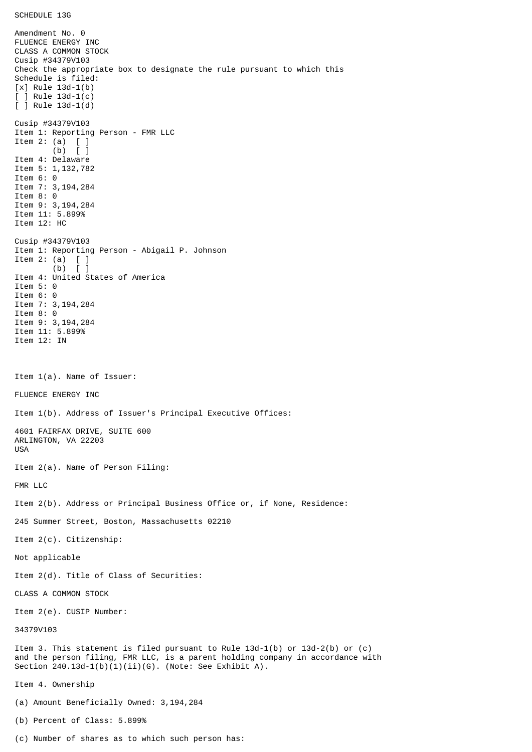SCHEDULE 13G

Amendment No. 0
FLUENCE ENERGY INC
CLASS A COMMON STOCK
Cusip #34379V103
Check the appropriate box to designate the rule pursuant to which this Schedule is filed:
[x] Rule 13d-1(b)
[ ] Rule 13d-1(c)
[ ] Rule 13d-1(d)

Cusip #34379V103
Item 1: Reporting Person - FMR LLC
Item 2: (a) [ ]
(b) [ ]
Item 4: Delaware
Item 5: 1,132,782
Item 6: 0
Item 7: 3,194,284
Item 8: 0
Item 9: 3,194,284
Item 11: 5.899%
Item 12: HC

Cusip #34379V103
Item 1: Reporting Person - Abigail P. Johnson
Item 2: (a) [ ]
(b) [ ]
Item 4: United States of America
Item 5: 0
Item 6: 0
Item 7: 3,194,284
Item 8: 0
Item 9: 3,194,284
Item 11: 5.899%
Item 12: IN

Item 1(a). Name of Issuer:

FLUENCE ENERGY INC

Item 1(b). Address of Issuer's Principal Executive Offices:

4601 FAIRFAX DRIVE, SUITE 600
ARLINGTON, VA 22203
USA

Item 2(a). Name of Person Filing:

FMR LLC

Item 2(b). Address or Principal Business Office or, if None, Residence:

245 Summer Street, Boston, Massachusetts 02210

Item 2(c). Citizenship:

Not applicable

Item 2(d). Title of Class of Securities:

CLASS A COMMON STOCK

Item 2(e). CUSIP Number:

34379V103

Item 3. This statement is filed pursuant to Rule 13d-1(b) or 13d-2(b) or (c) and the person filing, FMR LLC, is a parent holding company in accordance with Section 240.13d-1(b)(1)(ii)(G). (Note: See Exhibit A).

Item 4. Ownership

(a) Amount Beneficially Owned: 3,194,284

(b) Percent of Class: 5.899%

(c) Number of shares as to which such person has: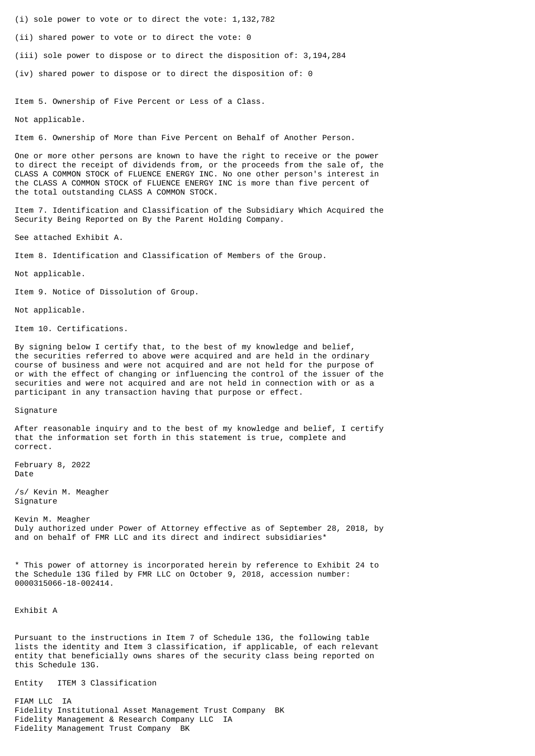(i) sole power to vote or to direct the vote: 1,132,782

(ii) shared power to vote or to direct the vote: 0

(iii) sole power to dispose or to direct the disposition of: 3,194,284

(iv) shared power to dispose or to direct the disposition of: 0

Item 5. Ownership of Five Percent or Less of a Class.

Not applicable.

Item 6. Ownership of More than Five Percent on Behalf of Another Person.

One or more other persons are known to have the right to receive or the power to direct the receipt of dividends from, or the proceeds from the sale of, the CLASS A COMMON STOCK of FLUENCE ENERGY INC. No one other person's interest in the CLASS A COMMON STOCK of FLUENCE ENERGY INC is more than five percent of the total outstanding CLASS A COMMON STOCK.

Item 7. Identification and Classification of the Subsidiary Which Acquired the Security Being Reported on By the Parent Holding Company.

See attached Exhibit A.

Item 8. Identification and Classification of Members of the Group.

Not applicable.

Item 9. Notice of Dissolution of Group.

Not applicable.

Item 10. Certifications.

By signing below I certify that, to the best of my knowledge and belief, the securities referred to above were acquired and are held in the ordinary course of business and were not acquired and are not held for the purpose of or with the effect of changing or influencing the control of the issuer of the securities and were not acquired and are not held in connection with or as a participant in any transaction having that purpose or effect.

Signature

After reasonable inquiry and to the best of my knowledge and belief, I certify that the information set forth in this statement is true, complete and correct.

February 8, 2022
Date

/s/ Kevin M. Meagher
Signature

Kevin M. Meagher
Duly authorized under Power of Attorney effective as of September 28, 2018, by and on behalf of FMR LLC and its direct and indirect subsidiaries*

* This power of attorney is incorporated herein by reference to Exhibit 24 to the Schedule 13G filed by FMR LLC on October 9, 2018, accession number: 0000315066-18-002414.

Exhibit A

Pursuant to the instructions in Item 7 of Schedule 13G, the following table lists the identity and Item 3 classification, if applicable, of each relevant entity that beneficially owns shares of the security class being reported on this Schedule 13G.

| Entity | ITEM 3 Classification |
|---|---|
| FIAM LLC | IA |
| Fidelity Institutional Asset Management Trust Company | BK |
| Fidelity Management & Research Company LLC | IA |
| Fidelity Management Trust Company | BK |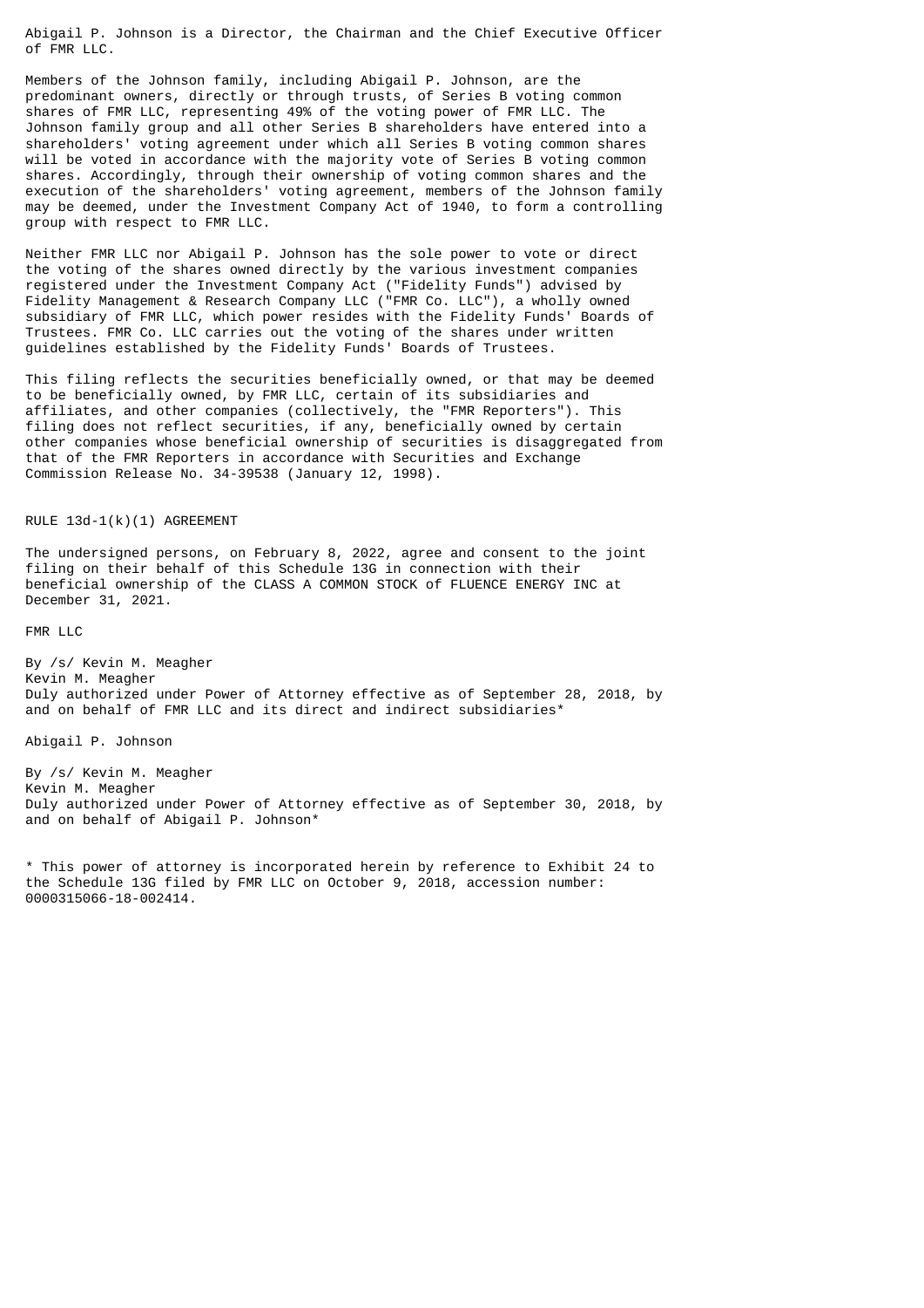Abigail P. Johnson is a Director, the Chairman and the Chief Executive Officer of FMR LLC.

Members of the Johnson family, including Abigail P. Johnson, are the predominant owners, directly or through trusts, of Series B voting common shares of FMR LLC, representing 49% of the voting power of FMR LLC. The Johnson family group and all other Series B shareholders have entered into a shareholders' voting agreement under which all Series B voting common shares will be voted in accordance with the majority vote of Series B voting common shares. Accordingly, through their ownership of voting common shares and the execution of the shareholders' voting agreement, members of the Johnson family may be deemed, under the Investment Company Act of 1940, to form a controlling group with respect to FMR LLC.

Neither FMR LLC nor Abigail P. Johnson has the sole power to vote or direct the voting of the shares owned directly by the various investment companies registered under the Investment Company Act ("Fidelity Funds") advised by Fidelity Management & Research Company LLC ("FMR Co. LLC"), a wholly owned subsidiary of FMR LLC, which power resides with the Fidelity Funds' Boards of Trustees. FMR Co. LLC carries out the voting of the shares under written guidelines established by the Fidelity Funds' Boards of Trustees.

This filing reflects the securities beneficially owned, or that may be deemed to be beneficially owned, by FMR LLC, certain of its subsidiaries and affiliates, and other companies (collectively, the "FMR Reporters"). This filing does not reflect securities, if any, beneficially owned by certain other companies whose beneficial ownership of securities is disaggregated from that of the FMR Reporters in accordance with Securities and Exchange Commission Release No. 34-39538 (January 12, 1998).

RULE 13d-1(k)(1) AGREEMENT

The undersigned persons, on February 8, 2022, agree and consent to the joint filing on their behalf of this Schedule 13G in connection with their beneficial ownership of the CLASS A COMMON STOCK of FLUENCE ENERGY INC at December 31, 2021.

FMR LLC

By /s/ Kevin M. Meagher
Kevin M. Meagher
Duly authorized under Power of Attorney effective as of September 28, 2018, by and on behalf of FMR LLC and its direct and indirect subsidiaries*

Abigail P. Johnson

By /s/ Kevin M. Meagher
Kevin M. Meagher
Duly authorized under Power of Attorney effective as of September 30, 2018, by and on behalf of Abigail P. Johnson*

* This power of attorney is incorporated herein by reference to Exhibit 24 to the Schedule 13G filed by FMR LLC on October 9, 2018, accession number: 0000315066-18-002414.